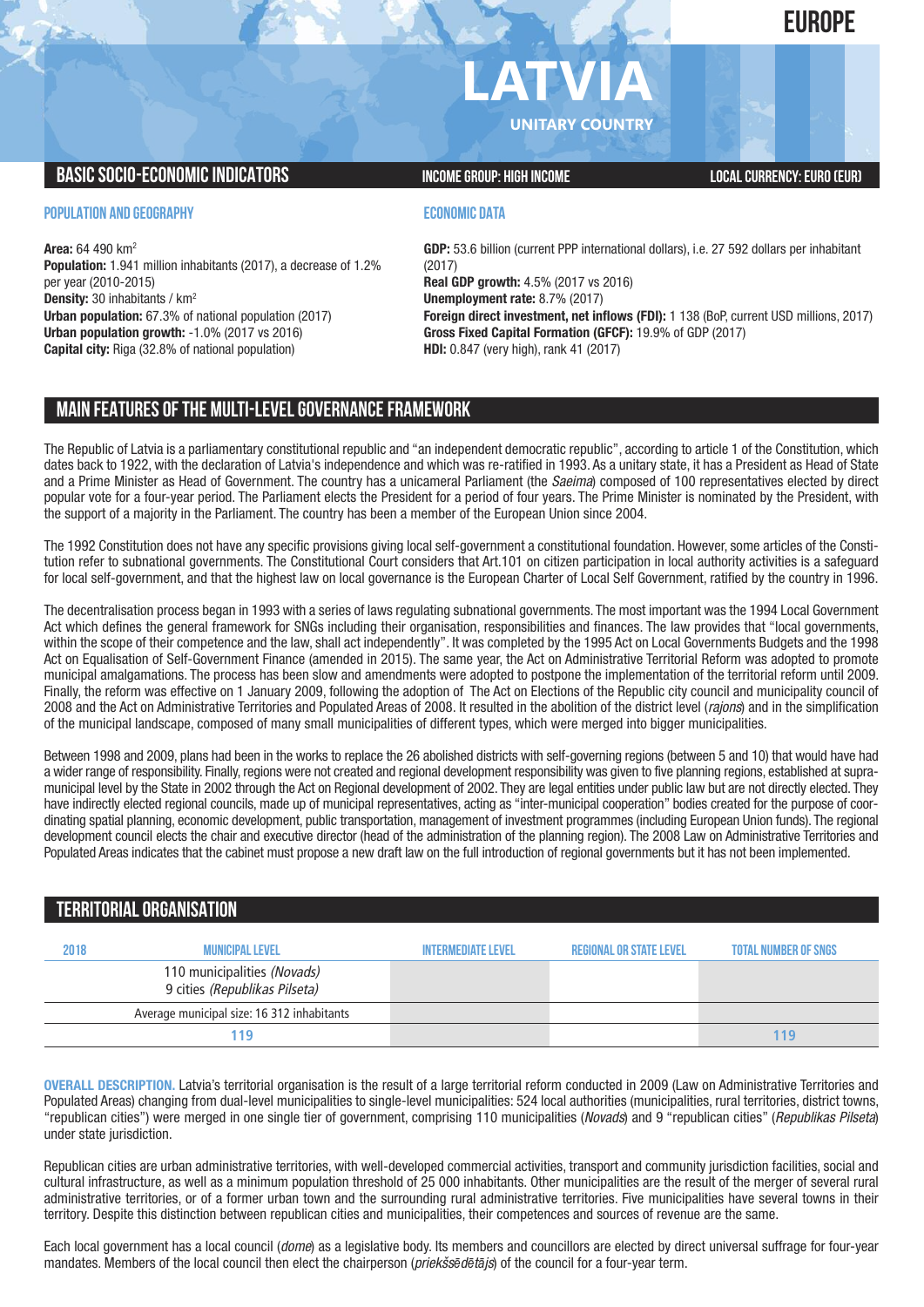EUROPE

# LATVIA

UNITARY COUNTRY

## BASIC SOCIO-ECONOMIC INDICATORS

INCOME GROUP: HIGH INCOME

LOCAL CURRENCY: EURO (EUR)

### POPULATION AND GEOGRAPHY

**Area:** 64 490 km$^2$
**Population:** 1.941 million inhabitants (2017), a decrease of 1.2% per year (2010-2015)
**Density:** 30 inhabitants / km$^2$
**Urban population:** 67.3% of national population (2017)
**Urban population growth:** -1.0% (2017 vs 2016)
**Capital city:** Riga (32.8% of national population)

### ECONOMIC DATA

**GDP:** 53.6 billion (current PPP international dollars), i.e. 27 592 dollars per inhabitant (2017)
**Real GDP growth:** 4.5% (2017 vs 2016)
**Unemployment rate:** 8.7% (2017)
**Foreign direct investment, net inflows (FDI):** 1 138 (BoP, current USD millions, 2017)
**Gross Fixed Capital Formation (GFCF):** 19.9% of GDP (2017)
**HDI:** 0.847 (very high), rank 41 (2017)

## MAIN FEATURES OF THE MULTI-LEVEL GOVERNANCE FRAMEWORK

The Republic of Latvia is a parliamentary constitutional republic and “an independent democratic republic”, according to article 1 of the Constitution, which dates back to 1922, with the declaration of Latvia's independence and which was re-ratified in 1993. As a unitary state, it has a President as Head of State and a Prime Minister as Head of Government. The country has a unicameral Parliament (the *Saeima*) composed of 100 representatives elected by direct popular vote for a four-year period. The Parliament elects the President for a period of four years. The Prime Minister is nominated by the President, with the support of a majority in the Parliament. The country has been a member of the European Union since 2004.

The 1992 Constitution does not have any specific provisions giving local self-government a constitutional foundation. However, some articles of the Constitution refer to subnational governments. The Constitutional Court considers that Art.101 on citizen participation in local authority activities is a safeguard for local self-government, and that the highest law on local governance is the European Charter of Local Self Government, ratified by the country in 1996.

The decentralisation process began in 1993 with a series of laws regulating subnational governments. The most important was the 1994 Local Government Act which defines the general framework for SNGs including their organisation, responsibilities and finances. The law provides that “local governments, within the scope of their competence and the law, shall act independently”. It was completed by the 1995 Act on Local Governments Budgets and the 1998 Act on Equalisation of Self-Government Finance (amended in 2015). The same year, the Act on Administrative Territorial Reform was adopted to promote municipal amalgamations. The process has been slow and amendments were adopted to postpone the implementation of the territorial reform until 2009. Finally, the reform was effective on 1 January 2009, following the adoption of The Act on Elections of the Republic city council and municipality council of 2008 and the Act on Administrative Territories and Populated Areas of 2008. It resulted in the abolition of the district level (*rajons*) and in the simplification of the municipal landscape, composed of many small municipalities of different types, which were merged into bigger municipalities.

Between 1998 and 2009, plans had been in the works to replace the 26 abolished districts with self-governing regions (between 5 and 10) that would have had a wider range of responsibility. Finally, regions were not created and regional development responsibility was given to five planning regions, established at supra-municipal level by the State in 2002 through the Act on Regional development of 2002. They are legal entities under public law but are not directly elected. They have indirectly elected regional councils, made up of municipal representatives, acting as “inter-municipal cooperation” bodies created for the purpose of coordinating spatial planning, economic development, public transportation, management of investment programmes (including European Union funds). The regional development council elects the chair and executive director (head of the administration of the planning region). The 2008 Law on Administrative Territories and Populated Areas indicates that the cabinet must propose a new draft law on the full introduction of regional governments but it has not been implemented.

## TERRITORIAL ORGANISATION

| 2018 | MUNICIPAL LEVEL | INTERMEDIATE LEVEL | REGIONAL OR STATE LEVEL | TOTAL NUMBER OF SNGS |
|---|---|---|---|---|
| | 110 municipalities *(Novads)*<br>9 cities *(Republikas Pilseta)* | | | |
| | Average municipal size: 16 312 inhabitants | | | |
| | 119 | | | 119 |

**OVERALL DESCRIPTION.** Latvia's territorial organisation is the result of a large territorial reform conducted in 2009 (Law on Administrative Territories and Populated Areas) changing from dual-level municipalities to single-level municipalities: 524 local authorities (municipalities, rural territories, district towns, “republican cities”) were merged in one single tier of government, comprising 110 municipalities (*Novads*) and 9 “republican cities” (*Republikas Pilseta*) under state jurisdiction.

Republican cities are urban administrative territories, with well-developed commercial activities, transport and community jurisdiction facilities, social and cultural infrastructure, as well as a minimum population threshold of 25 000 inhabitants. Other municipalities are the result of the merger of several rural administrative territories, or of a former urban town and the surrounding rural administrative territories. Five municipalities have several towns in their territory. Despite this distinction between republican cities and municipalities, their competences and sources of revenue are the same.

Each local government has a local council (*dome*) as a legislative body. Its members and councillors are elected by direct universal suffrage for four-year mandates. Members of the local council then elect the chairperson (*priekšsēdētājs*) of the council for a four-year term.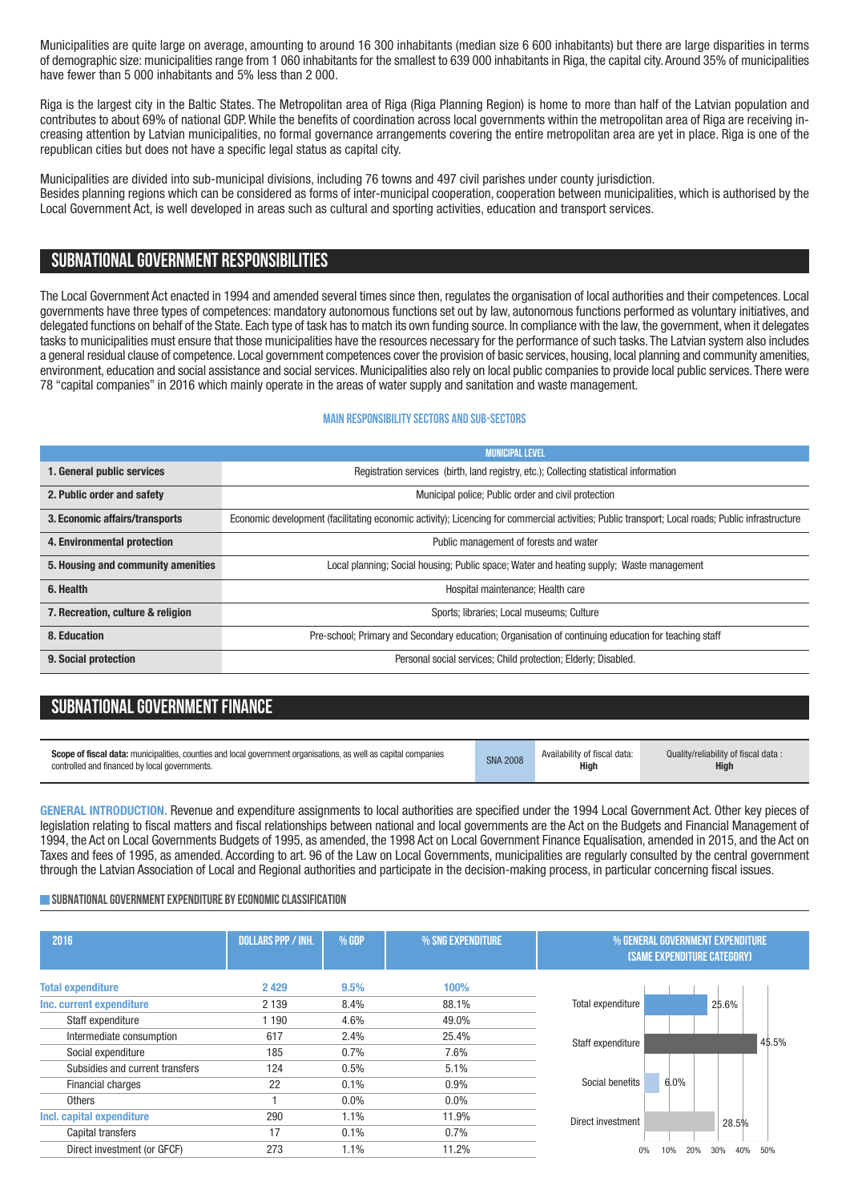Municipalities are quite large on average, amounting to around 16 300 inhabitants (median size 6 600 inhabitants) but there are large disparities in terms of demographic size: municipalities range from 1 060 inhabitants for the smallest to 639 000 inhabitants in Riga, the capital city. Around 35% of municipalities have fewer than 5 000 inhabitants and 5% less than 2 000.

Riga is the largest city in the Baltic States. The Metropolitan area of Riga (Riga Planning Region) is home to more than half of the Latvian population and contributes to about 69% of national GDP. While the benefits of coordination across local governments within the metropolitan area of Riga are receiving increasing attention by Latvian municipalities, no formal governance arrangements covering the entire metropolitan area are yet in place. Riga is one of the republican cities but does not have a specific legal status as capital city.

Municipalities are divided into sub-municipal divisions, including 76 towns and 497 civil parishes under county jurisdiction.
Besides planning regions which can be considered as forms of inter-municipal cooperation, cooperation between municipalities, which is authorised by the Local Government Act, is well developed in areas such as cultural and sporting activities, education and transport services.

## SUBNATIONAL GOVERNMENT RESPONSIBILITIES

The Local Government Act enacted in 1994 and amended several times since then, regulates the organisation of local authorities and their competences. Local governments have three types of competences: mandatory autonomous functions set out by law, autonomous functions performed as voluntary initiatives, and delegated functions on behalf of the State. Each type of task has to match its own funding source. In compliance with the law, the government, when it delegates tasks to municipalities must ensure that those municipalities have the resources necessary for the performance of such tasks. The Latvian system also includes a general residual clause of competence. Local government competences cover the provision of basic services, housing, local planning and community amenities, environment, education and social assistance and social services. Municipalities also rely on local public companies to provide local public services. There were 78 "capital companies" in 2016 which mainly operate in the areas of water supply and sanitation and waste management.

### MAIN RESPONSIBILITY SECTORS AND SUB-SECTORS

| | MUNICIPAL LEVEL |
|---|---|
| **1. General public services** | Registration services (birth, land registry, etc.); Collecting statistical information |
| **2. Public order and safety** | Municipal police; Public order and civil protection |
| **3. Economic affairs/transports** | Economic development (facilitating economic activity); Licencing for commercial activities; Public transport; Local roads; Public infrastructure |
| **4. Environmental protection** | Public management of forests and water |
| **5. Housing and community amenities** | Local planning; Social housing; Public space; Water and heating supply; Waste management |
| **6. Health** | Hospital maintenance; Health care |
| **7. Recreation, culture & religion** | Sports; libraries; Local museums; Culture |
| **8. Education** | Pre-school; Primary and Secondary education; Organisation of continuing education for teaching staff |
| **9. Social protection** | Personal social services; Child protection; Elderly; Disabled. |

## SUBNATIONAL GOVERNMENT FINANCE

| **Scope of fiscal data:** municipalities, counties and local government organisations, as well as capital companies controlled and financed by local governments. | SNA 2008 | Availability of fiscal data: **High** | Quality/reliability of fiscal data : **High** |
|---|---|---|---|

**GENERAL INTRODUCTION.** Revenue and expenditure assignments to local authorities are specified under the 1994 Local Government Act. Other key pieces of legislation relating to fiscal matters and fiscal relationships between national and local governments are the Act on the Budgets and Financial Management of 1994, the Act on Local Governments Budgets of 1995, as amended, the 1998 Act on Local Government Finance Equalisation, amended in 2015, and the Act on Taxes and fees of 1995, as amended. According to art. 96 of the Law on Local Governments, municipalities are regularly consulted by the central government through the Latvian Association of Local and Regional authorities and participate in the decision-making process, in particular concerning fiscal issues.

### SUBNATIONAL GOVERNMENT EXPENDITURE BY ECONOMIC CLASSIFICATION

| 2016 | DOLLARS PPP / INH. | % GDP | % SNG EXPENDITURE |
|---|---|---|---|
| **Total expenditure** | **2 429** | **9.5%** | **100%** |
| **Inc. current expenditure** | 2 139 | 8.4% | 88.1% |
| Staff expenditure | 1 190 | 4.6% | 49.0% |
| Intermediate consumption | 617 | 2.4% | 25.4% |
| Social expenditure | 185 | 0.7% | 7.6% |
| Subsidies and current transfers | 124 | 0.5% | 5.1% |
| Financial charges | 22 | 0.1% | 0.9% |
| Others | 1 | 0.0% | 0.0% |
| **Incl. capital expenditure** | 290 | 1.1% | 11.9% |
| Capital transfers | 17 | 0.1% | 0.7% |
| Direct investment (or GFCF) | 273 | 1.1% | 11.2% |

% GENERAL GOVERNMENT EXPENDITURE (SAME EXPENDITURE CATEGORY)

| Category | % |
|---|---|
| Total expenditure | 25.6% |
| Staff expenditure | 45.5% |
| Social benefits | 6.0% |
| Direct investment | 28.5% |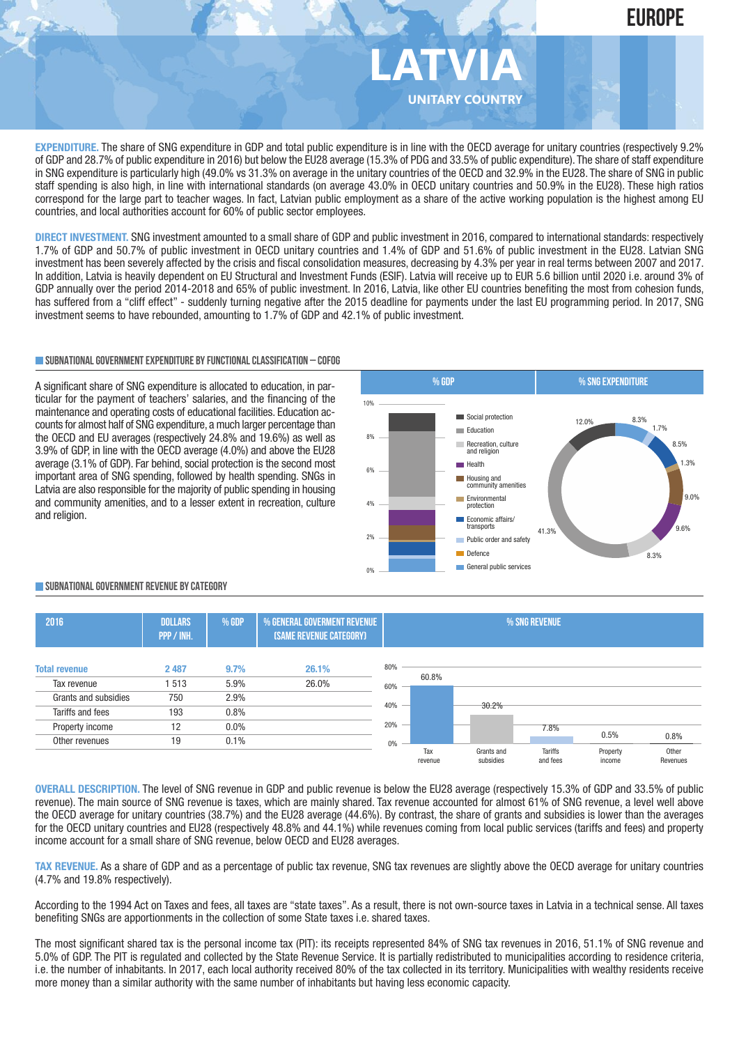# EUROPE

# LATVIA

## UNITARY COUNTRY

**EXPENDITURE.** The share of SNG expenditure in GDP and total public expenditure is in line with the OECD average for unitary countries (respectively 9.2% of GDP and 28.7% of public expenditure in 2016) but below the EU28 average (15.3% of PDG and 33.5% of public expenditure). The share of staff expenditure in SNG expenditure is particularly high (49.0% vs 31.3% on average in the unitary countries of the OECD and 32.9% in the EU28. The share of SNG in public staff spending is also high, in line with international standards (on average 43.0% in OECD unitary countries and 50.9% in the EU28). These high ratios correspond for the large part to teacher wages. In fact, Latvian public employment as a share of the active working population is the highest among EU countries, and local authorities account for 60% of public sector employees.

**DIRECT INVESTMENT.** SNG investment amounted to a small share of GDP and public investment in 2016, compared to international standards: respectively 1.7% of GDP and 50.7% of public investment in OECD unitary countries and 1.4% of GDP and 51.6% of public investment in the EU28. Latvian SNG investment has been severely affected by the crisis and fiscal consolidation measures, decreasing by 4.3% per year in real terms between 2007 and 2017. In addition, Latvia is heavily dependent on EU Structural and Investment Funds (ESIF). Latvia will receive up to EUR 5.6 billion until 2020 i.e. around 3% of GDP annually over the period 2014-2018 and 65% of public investment. In 2016, Latvia, like other EU countries benefiting the most from cohesion funds, has suffered from a “cliff effect” - suddenly turning negative after the 2015 deadline for payments under the last EU programming period. In 2017, SNG investment seems to have rebounded, amounting to 1.7% of GDP and 42.1% of public investment.

### SUBNATIONAL GOVERNMENT EXPENDITURE BY FUNCTIONAL CLASSIFICATION – COFOG

A significant share of SNG expenditure is allocated to education, in particular for the payment of teachers’ salaries, and the financing of the maintenance and operating costs of educational facilities. Education accounts for almost half of SNG expenditure, a much larger percentage than the OECD and EU averages (respectively 24.8% and 19.6%) as well as 3.9% of GDP, in line with the OECD average (4.0%) and above the EU28 average (3.1% of GDP). Far behind, social protection is the second most important area of SNG spending, followed by health spending. SNGs in Latvia are also responsible for the majority of public spending in housing and community amenities, and to a lesser extent in recreation, culture and religion.

| % SNG expenditure | |
|---|---|
| Social protection | 12.0% |
| Education | 41.3% |
| Recreation, culture and religion | 8.3% |
| Health | 9.6% |
| Housing and community amenities | 9.0% |
| Environmental protection | 1.3% |
| Economic affairs/transports | 8.5% |
| Public order and safety | 1.7% |
| Defence | |
| General public services | 8.3% |

### SUBNATIONAL GOVERNMENT REVENUE BY CATEGORY

| 2016 | DOLLARS PPP / INH. | % GDP | % GENERAL GOVERMENT REVENUE (SAME REVENUE CATEGORY) | % SNG REVENUE |
|---|---|---|---|---|
| **Total revenue** | **2 487** | **9.7%** | **26.1%** | |
| Tax revenue | 1 513 | 5.9% | 26.0% | 60.8% |
| Grants and subsidies | 750 | 2.9% | | 30.2% |
| Tariffs and fees | 193 | 0.8% | | 7.8% |
| Property income | 12 | 0.0% | | 0.5% |
| Other revenues | 19 | 0.1% | | 0.8% |

**OVERALL DESCRIPTION.** The level of SNG revenue in GDP and public revenue is below the EU28 average (respectively 15.3% of GDP and 33.5% of public revenue). The main source of SNG revenue is taxes, which are mainly shared. Tax revenue accounted for almost 61% of SNG revenue, a level well above the OECD average for unitary countries (38.7%) and the EU28 average (44.6%). By contrast, the share of grants and subsidies is lower than the averages for the OECD unitary countries and EU28 (respectively 48.8% and 44.1%) while revenues coming from local public services (tariffs and fees) and property income account for a small share of SNG revenue, below OECD and EU28 averages.

**TAX REVENUE.** As a share of GDP and as a percentage of public tax revenue, SNG tax revenues are slightly above the OECD average for unitary countries (4.7% and 19.8% respectively).

According to the 1994 Act on Taxes and fees, all taxes are “state taxes”. As a result, there is not own-source taxes in Latvia in a technical sense. All taxes benefiting SNGs are apportionments in the collection of some State taxes i.e. shared taxes.

The most significant shared tax is the personal income tax (PIT): its receipts represented 84% of SNG tax revenues in 2016, 51.1% of SNG revenue and 5.0% of GDP. The PIT is regulated and collected by the State Revenue Service. It is partially redistributed to municipalities according to residence criteria, i.e. the number of inhabitants. In 2017, each local authority received 80% of the tax collected in its territory. Municipalities with wealthy residents receive more money than a similar authority with the same number of inhabitants but having less economic capacity.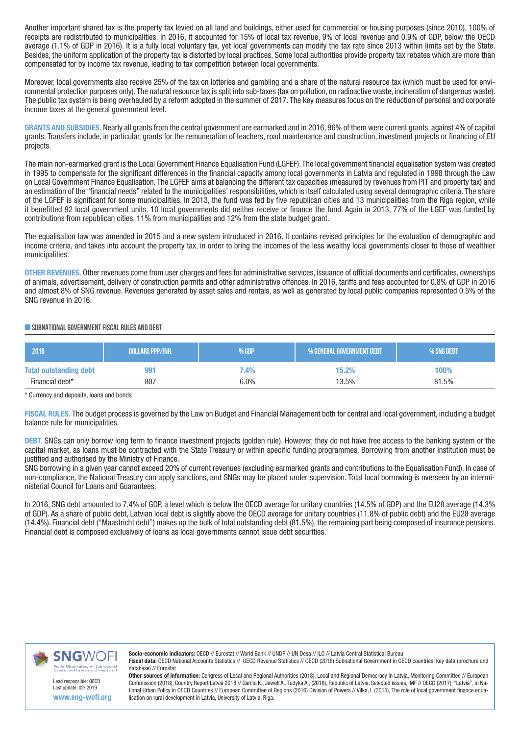Another important shared tax is the property tax levied on all land and buildings, either used for commercial or housing purposes (since 2010). 100% of receipts are redistributed to municipalities. In 2016, it accounted for 15% of local tax revenue, 9% of local revenue and 0.9% of GDP, below the OECD average (1.1% of GDP in 2016). It is a fully local voluntary tax, yet local governments can modify the tax rate since 2013 within limits set by the State. Besides, the uniform application of the property tax is distorted by local practices. Some local authorities provide property tax rebates which are more than compensated for by income tax revenue, leading to tax competition between local governments.

Moreover, local governments also receive 25% of the tax on lotteries and gambling and a share of the natural resource tax (which must be used for environmental protection purposes only). The natural resource tax is split into sub-taxes (tax on pollution, on radioactive waste, incineration of dangerous waste). The public tax system is being overhauled by a reform adopted in the summer of 2017. The key measures focus on the reduction of personal and corporate income taxes at the general government level.

**GRANTS AND SUBSIDIES.** Nearly all grants from the central government are earmarked and in 2016, 96% of them were current grants, against 4% of capital grants. Transfers include, in particular, grants for the remuneration of teachers, road maintenance and construction, investment projects or financing of EU projects.

The main non-earmarked grant is the Local Government Finance Equalisation Fund (LGFEF). The local government financial equalisation system was created in 1995 to compensate for the significant differences in the financial capacity among local governments in Latvia and regulated in 1998 through the Law on Local Government Finance Equalisation. The LGFEF aims at balancing the different tax capacities (measured by revenues from PIT and property tax) and an estimation of the "financial needs" related to the municipalities' responsibilities, which is itself calculated using several demographic criteria. The share of the LGFEF is significant for some municipalities. In 2013, the fund was fed by five republican cities and 13 municipalities from the Riga region, while it benefitted 92 local government units. 10 local governments did neither receive or finance the fund. Again in 2013, 77% of the LGEF was funded by contributions from republican cities, 11% from municipalities and 12% from the state budget grant.

The equalisation law was amended in 2015 and a new system introduced in 2016. It contains revised principles for the evaluation of demographic and income criteria, and takes into account the property tax, in order to bring the incomes of the less wealthy local governments closer to those of wealthier municipalities.

**OTHER REVENUES.** Other revenues come from user charges and fees for administrative services, issuance of official documents and certificates, ownerships of animals, advertisement, delivery of construction permits and other administrative offences. In 2016, tariffs and fees accounted for 0.8% of GDP in 2016 and almost 8% of SNG revenue. Revenues generated by asset sales and rentals, as well as generated by local public companies represented 0.5% of the SNG revenue in 2016.

## SUBNATIONAL GOVERNMENT FISCAL RULES AND DEBT

| 2016 | DOLLARS PPP/INH. | % GDP | % GENERAL GOVERNMENT DEBT | % SNG DEBT |
|---|---|---|---|---|
| **Total outstanding debt** | **991** | **7.4%** | **15.2%** | **100%** |
| Financial debt* | 807 | 6.0% | 13.5% | 81.5% |

\* Currency and deposits, loans and bonds

**FISCAL RULES.** The budget process is governed by the Law on Budget and Financial Management both for central and local government, including a budget balance rule for municipalities.

**DEBT.** SNGs can only borrow long term to finance investment projects (golden rule). However, they do not have free access to the banking system or the capital market, as loans must be contracted with the State Treasury or within specific funding programmes. Borrowing from another institution must be justified and authorised by the Ministry of Finance.
SNG borrowing in a given year cannot exceed 20% of current revenues (excluding earmarked grants and contributions to the Equalisation Fund). In case of non-compliance, the National Treasury can apply sanctions, and SNGs may be placed under supervision. Total local borrowing is overseen by an interministerial Council for Loans and Guarantees.

In 2016, SNG debt amounted to 7.4% of GDP, a level which is below the OECD average for unitary countries (14.5% of GDP) and the EU28 average (14.3% of GDP). As a share of public debt, Latvian local debt is slightly above the OECD average for unitary countries (11.8% of public debt) and the EU28 average (14.4%). Financial debt ("Maastricht debt") makes up the bulk of total outstanding debt (81.5%), the remaining part being composed of insurance pensions. Financial debt is composed exclusively of loans as local governments cannot issue debt securities.

SNGWOFI
World Observatory on Subnational Government Finance and Investment

Lead responsible: OECD
Last update: 02/ 2019
www.sng-wofi.org

**Socio-economic indicators:** OECD // Eurostat // World Bank // UNDP // UN Desa // ILO // Latvia Central Statistical Bureau
**Fiscal data:** OECD National Accounts Statistics // OECD Revenue Statistics // OECD (2018) Subnational Government in OECD countries: key data (brochure and database) // Eurostat
**Other sources of information:** Congress of Local and Regional Authorities (2018), Local and Regional Democracy in Latvia, Monitoring Committee // European Commission (2018), Country Report Latvia 2018 // Garcia K., Jewell A., Tudyka A., (2018), Republic of Latvia, Selected issues, IMF // OECD (2017), "Latvia", in National Urban Policy in OECD Countries // European Committee of Regions (2016) Division of Powers // Vilka, I. (2015), The role of local government finance equalisation on rural development in Latvia, University of Latvia, Riga.